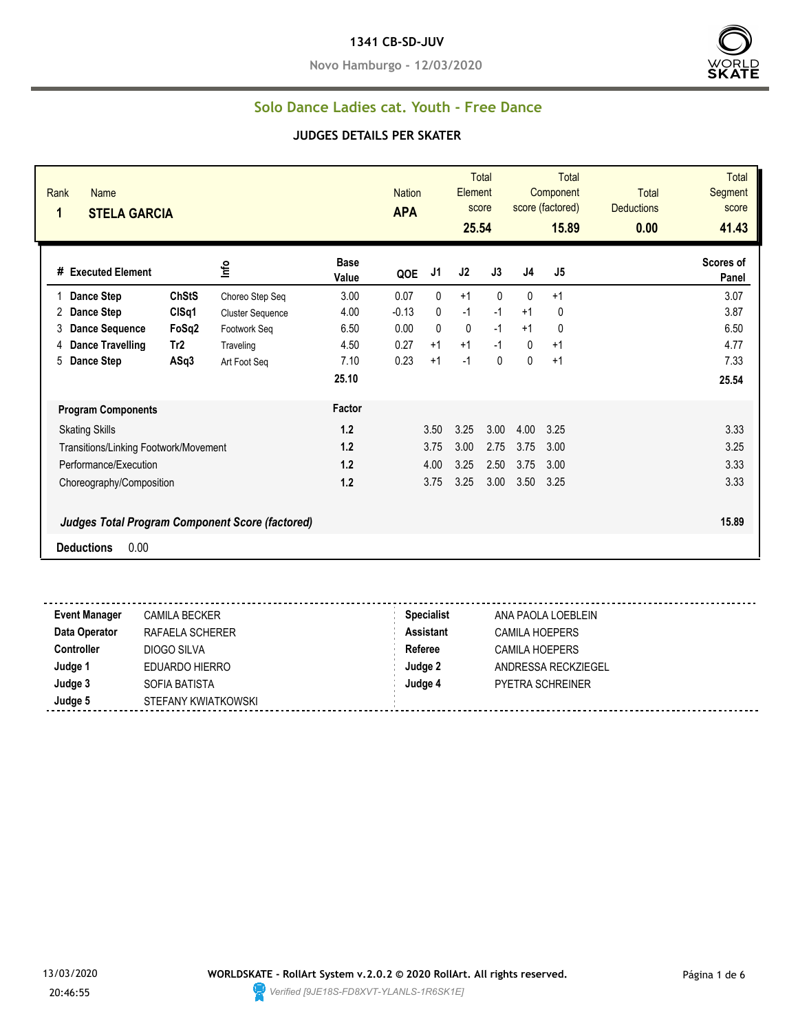# 1341 CB-SD-JUV

**Novo Hamburgo - 12/03/2020**

## Solo Dance Ladies cat. Youth - Free Dance

### JUDGES DETAILS PER SKATER

| Rank | Name | Nation | Total Element score | Total Component score (factored) | Total Deductions | Total Segment score |
|---|---|---|---|---|---|---|
| 1 | STELA GARCIA | APA | 25.54 | 15.89 | 0.00 | 41.43 |

| # | Executed Element | | Info | | Base Value | QOE | J1 | J2 | J3 | J4 | J5 | Scores of Panel |
|---|---|---|---|---|---|---|---|---|---|---|---|---|
| 1 | Dance Step | ChStS | | Choreo Step Seq | 3.00 | 0.07 | 0 | +1 | 0 | 0 | +1 | 3.07 |
| 2 | Dance Step | ClSq1 | | Cluster Sequence | 4.00 | -0.13 | 0 | -1 | -1 | +1 | 0 | 3.87 |
| 3 | Dance Sequence | FoSq2 | | Footwork Seq | 6.50 | 0.00 | 0 | 0 | -1 | +1 | 0 | 6.50 |
| 4 | Dance Travelling | Tr2 | | Traveling | 4.50 | 0.27 | +1 | +1 | -1 | 0 | +1 | 4.77 |
| 5 | Dance Step | ASq3 | | Art Foot Seq | 7.10 | 0.23 | +1 | -1 | 0 | 0 | +1 | 7.33 |
| | | | | | 25.10 | | | | | | | 25.54 |

| Program Components | Factor | J1 | J2 | J3 | J4 | J5 | Scores of Panel |
|---|---|---|---|---|---|---|---|
| Skating Skills | 1.2 | 3.50 | 3.25 | 3.00 | 4.00 | 3.25 | 3.33 |
| Transitions/Linking Footwork/Movement | 1.2 | 3.75 | 3.00 | 2.75 | 3.75 | 3.00 | 3.25 |
| Performance/Execution | 1.2 | 4.00 | 3.25 | 2.50 | 3.75 | 3.00 | 3.33 |
| Choreography/Composition | 1.2 | 3.75 | 3.25 | 3.00 | 3.50 | 3.25 | 3.33 |

***Judges Total Program Component Score (factored)*** 15.89

**Deductions** 0.00

| | | | |
|---|---|---|---|
| **Event Manager** | CAMILA BECKER | **Specialist** | ANA PAOLA LOEBLEIN |
| **Data Operator** | RAFAELA SCHERER | **Assistant** | CAMILA HOEPERS |
| **Controller** | DIOGO SILVA | **Referee** | CAMILA HOEPERS |
| **Judge 1** | EDUARDO HIERRO | **Judge 2** | ANDRESSA RECKZIEGEL |
| **Judge 3** | SOFIA BATISTA | **Judge 4** | PYETRA SCHREINER |
| **Judge 5** | STEFANY KWIATKOWSKI | | |

13/03/2020 20:46:55

**WORLDSKATE - RollArt System v.2.0.2 © 2020 RollArt. All rights reserved.**

*Verified [9JE18S-FD8XVT-YLANLS-1R6SK1E]*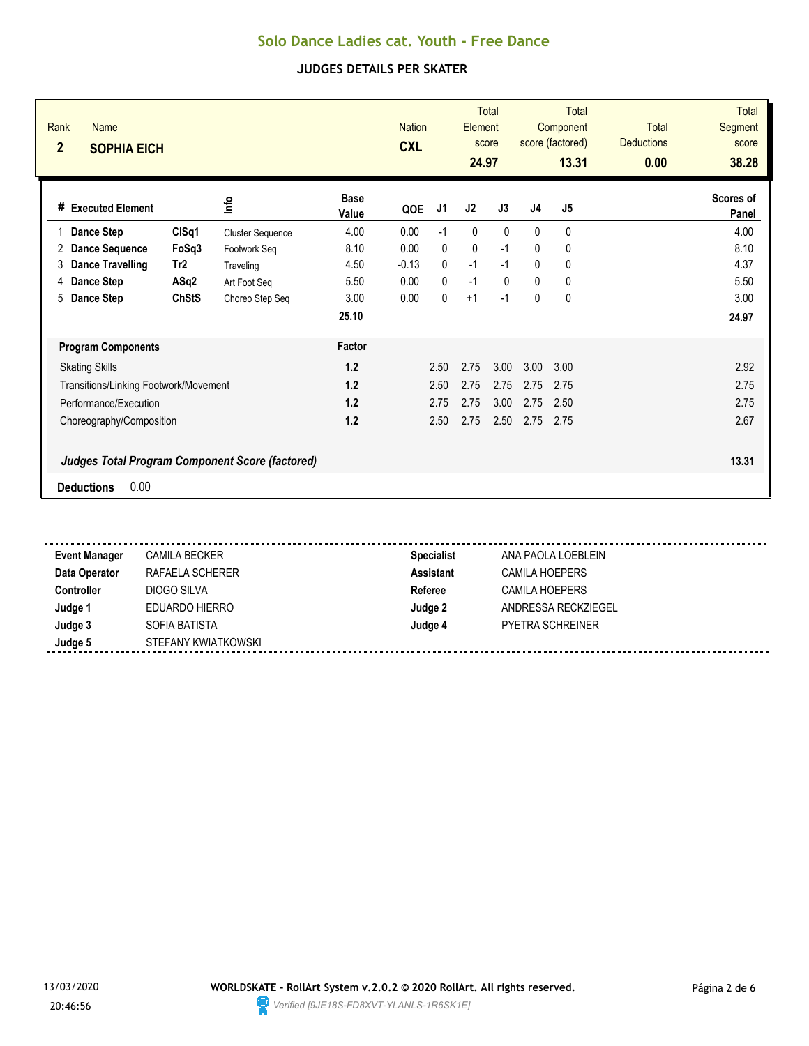# Solo Dance Ladies cat. Youth - Free Dance

## JUDGES DETAILS PER SKATER

| Rank | Name | Nation | Total Element score | Total Component score (factored) | Total Deductions | Total Segment score |
|---|---|---|---|---|---|---|
| 2 | SOPHIA EICH | CXL | 24.97 | 13.31 | 0.00 | 38.28 |

| # | Executed Element | | Info | Base Value | QOE | J1 | J2 | J3 | J4 | J5 | Scores of Panel |
|---|---|---|---|---|---|---|---|---|---|---|---|
| 1 | Dance Step | ClSq1 | Cluster Sequence | 4.00 | 0.00 | -1 | 0 | 0 | 0 | 0 | 4.00 |
| 2 | Dance Sequence | FoSq3 | Footwork Seq | 8.10 | 0.00 | 0 | 0 | -1 | 0 | 0 | 8.10 |
| 3 | Dance Travelling | Tr2 | Traveling | 4.50 | -0.13 | 0 | -1 | -1 | 0 | 0 | 4.37 |
| 4 | Dance Step | ASq2 | Art Foot Seq | 5.50 | 0.00 | 0 | -1 | 0 | 0 | 0 | 5.50 |
| 5 | Dance Step | ChStS | Choreo Step Seq | 3.00 | 0.00 | 0 | +1 | -1 | 0 | 0 | 3.00 |
| | | | | 25.10 | | | | | | | 24.97 |

| Program Components | Factor | J1 | J2 | J3 | J4 | J5 | |
|---|---|---|---|---|---|---|---|
| Skating Skills | 1.2 | 2.50 | 2.75 | 3.00 | 3.00 | 3.00 | 2.92 |
| Transitions/Linking Footwork/Movement | 1.2 | 2.50 | 2.75 | 2.75 | 2.75 | 2.75 | 2.75 |
| Performance/Execution | 1.2 | 2.75 | 2.75 | 3.00 | 2.75 | 2.50 | 2.75 |
| Choreography/Composition | 1.2 | 2.50 | 2.75 | 2.50 | 2.75 | 2.75 | 2.67 |
| *Judges Total Program Component Score (factored)* | | | | | | | 13.31 |

**Deductions** 0.00

| | | | |
|---|---|---|---|
| **Event Manager** | CAMILA BECKER | **Specialist** | ANA PAOLA LOEBLEIN |
| **Data Operator** | RAFAELA SCHERER | **Assistant** | CAMILA HOEPERS |
| **Controller** | DIOGO SILVA | **Referee** | CAMILA HOEPERS |
| **Judge 1** | EDUARDO HIERRO | **Judge 2** | ANDRESSA RECKZIEGEL |
| **Judge 3** | SOFIA BATISTA | **Judge 4** | PYETRA SCHREINER |
| **Judge 5** | STEFANY KWIATKOWSKI | | |

13/03/2020 20:46:56

**WORLDSKATE - RollArt System v.2.0.2 © 2020 RollArt. All rights reserved.**

*Verified [9JE18S-FD8XVT-YLANLS-1R6SK1E]*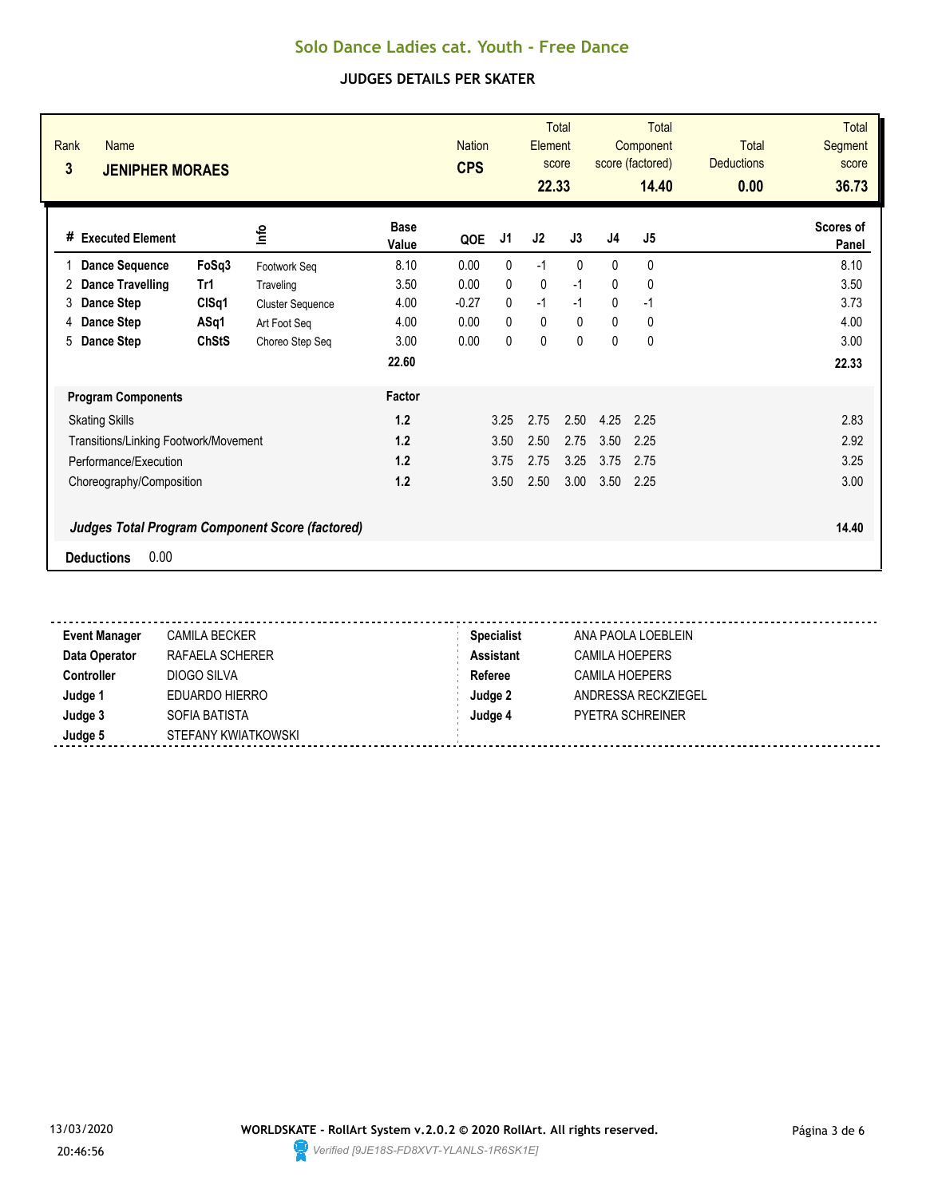# Solo Dance Ladies cat. Youth - Free Dance

## JUDGES DETAILS PER SKATER

| Rank | Name | Nation | Total Element score | Total Component score (factored) | Total Deductions | Total Segment score |
|---|---|---|---|---|---|---|
| 3 | **JENIPHER MORAES** | **CPS** | **22.33** | **14.40** | **0.00** | **36.73** |

| # | Executed Element | | Info | Base Value | QOE | J1 | J2 | J3 | J4 | J5 | Scores of Panel |
|---|---|---|---|---|---|---|---|---|---|---|---|
| 1 | **Dance Sequence** | **FoSq3** | Footwork Seq | 8.10 | 0.00 | 0 | -1 | 0 | 0 | 0 | 8.10 |
| 2 | **Dance Travelling** | **Tr1** | Traveling | 3.50 | 0.00 | 0 | 0 | -1 | 0 | 0 | 3.50 |
| 3 | **Dance Step** | **ClSq1** | Cluster Sequence | 4.00 | -0.27 | 0 | -1 | -1 | 0 | -1 | 3.73 |
| 4 | **Dance Step** | **ASq1** | Art Foot Seq | 4.00 | 0.00 | 0 | 0 | 0 | 0 | 0 | 4.00 |
| 5 | **Dance Step** | **ChStS** | Choreo Step Seq | 3.00 | 0.00 | 0 | 0 | 0 | 0 | 0 | 3.00 |
| | | | | **22.60** | | | | | | | **22.33** |

| Program Components | Factor | J1 | J2 | J3 | J4 | J5 | Scores of Panel |
|---|---|---|---|---|---|---|---|
| Skating Skills | **1.2** | 3.25 | 2.75 | 2.50 | 4.25 | 2.25 | 2.83 |
| Transitions/Linking Footwork/Movement | **1.2** | 3.50 | 2.50 | 2.75 | 3.50 | 2.25 | 2.92 |
| Performance/Execution | **1.2** | 3.75 | 2.75 | 3.25 | 3.75 | 2.75 | 3.25 |
| Choreography/Composition | **1.2** | 3.50 | 2.50 | 3.00 | 3.50 | 2.25 | 3.00 |
| ***Judges Total Program Component Score (factored)*** | | | | | | | **14.40** |

**Deductions** 0.00

| | | | |
|---|---|---|---|
| **Event Manager** | CAMILA BECKER | **Specialist** | ANA PAOLA LOEBLEIN |
| **Data Operator** | RAFAELA SCHERER | **Assistant** | CAMILA HOEPERS |
| **Controller** | DIOGO SILVA | **Referee** | CAMILA HOEPERS |
| **Judge 1** | EDUARDO HIERRO | **Judge 2** | ANDRESSA RECKZIEGEL |
| **Judge 3** | SOFIA BATISTA | **Judge 4** | PYETRA SCHREINER |
| **Judge 5** | STEFANY KWIATKOWSKI | | |

13/03/2020 20:46:56

**WORLDSKATE - RollArt System v.2.0.2 © 2020 RollArt. All rights reserved.**

*Verified [9JE18S-FD8XVT-YLANLS-1R6SK1E]*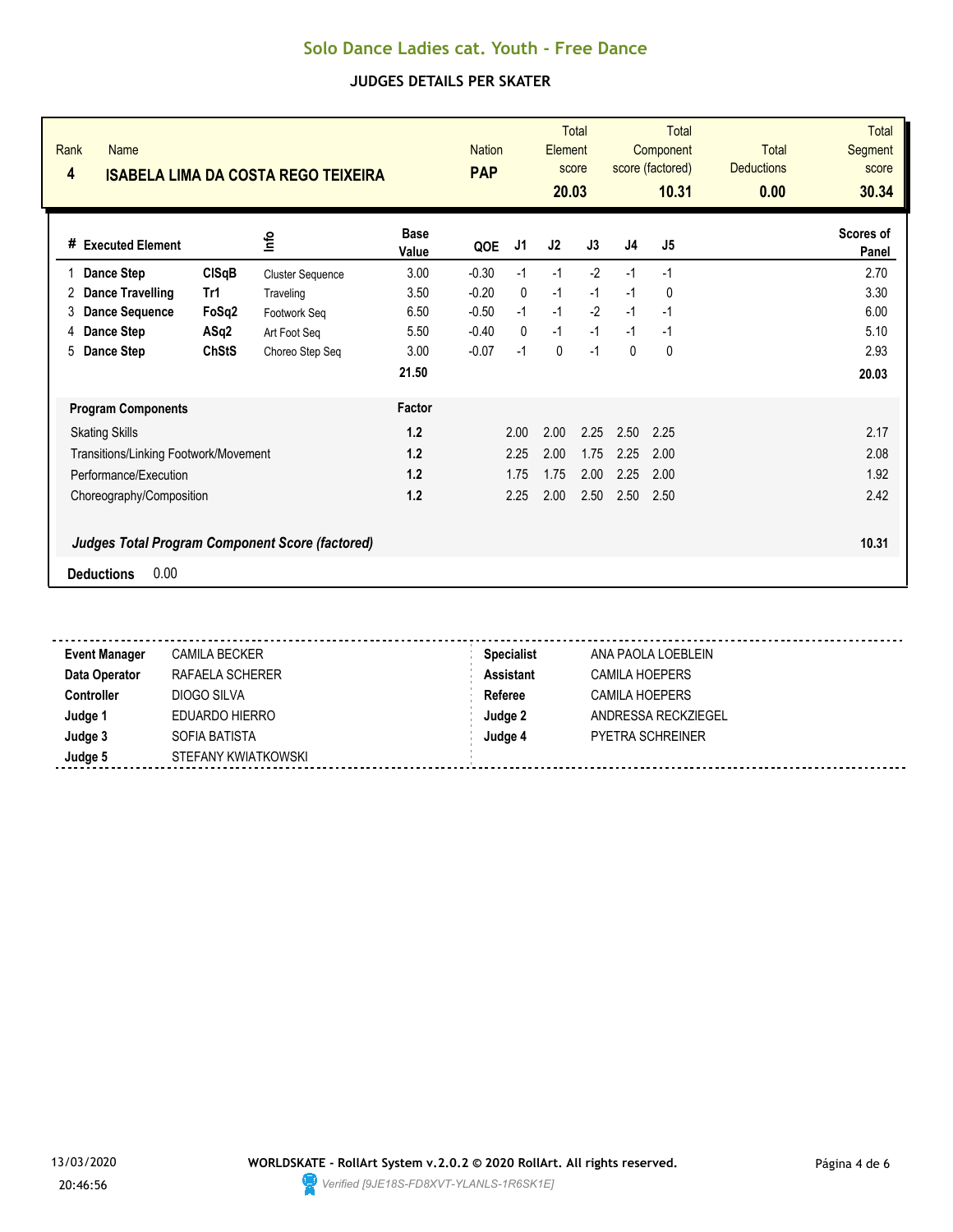# Solo Dance Ladies cat. Youth - Free Dance

## JUDGES DETAILS PER SKATER

| Rank | Name | Nation | Total Element score | Total Component score (factored) | Total Deductions | Total Segment score |
|---|---|---|---|---|---|---|
| 4 | ISABELA LIMA DA COSTA REGO TEIXEIRA | PAP | 20.03 | 10.31 | 0.00 | 30.34 |

| # | Executed Element | | Info | Base Value | QOE | J1 | J2 | J3 | J4 | J5 | Scores of Panel |
|---|---|---|---|---|---|---|---|---|---|---|---|
| 1 | Dance Step | ClSqB | Cluster Sequence | 3.00 | -0.30 | -1 | -1 | -2 | -1 | -1 | 2.70 |
| 2 | Dance Travelling | Tr1 | Traveling | 3.50 | -0.20 | 0 | -1 | -1 | -1 | 0 | 3.30 |
| 3 | Dance Sequence | FoSq2 | Footwork Seq | 6.50 | -0.50 | -1 | -1 | -2 | -1 | -1 | 6.00 |
| 4 | Dance Step | ASq2 | Art Foot Seq | 5.50 | -0.40 | 0 | -1 | -1 | -1 | -1 | 5.10 |
| 5 | Dance Step | ChStS | Choreo Step Seq | 3.00 | -0.07 | -1 | 0 | -1 | 0 | 0 | 2.93 |
| | | | | 21.50 | | | | | | | 20.03 |

| Program Components | Factor | J1 | J2 | J3 | J4 | J5 | |
|---|---|---|---|---|---|---|---|
| Skating Skills | 1.2 | 2.00 | 2.00 | 2.25 | 2.50 | 2.25 | 2.17 |
| Transitions/Linking Footwork/Movement | 1.2 | 2.25 | 2.00 | 1.75 | 2.25 | 2.00 | 2.08 |
| Performance/Execution | 1.2 | 1.75 | 1.75 | 2.00 | 2.25 | 2.00 | 1.92 |
| Choreography/Composition | 1.2 | 2.25 | 2.00 | 2.50 | 2.50 | 2.50 | 2.42 |

***Judges Total Program Component Score (factored)*** **10.31**

**Deductions** 0.00

| | | | |
|---|---|---|---|
| **Event Manager** | CAMILA BECKER | **Specialist** | ANA PAOLA LOEBLEIN |
| **Data Operator** | RAFAELA SCHERER | **Assistant** | CAMILA HOEPERS |
| **Controller** | DIOGO SILVA | **Referee** | CAMILA HOEPERS |
| **Judge 1** | EDUARDO HIERRO | **Judge 2** | ANDRESSA RECKZIEGEL |
| **Judge 3** | SOFIA BATISTA | **Judge 4** | PYETRA SCHREINER |
| **Judge 5** | STEFANY KWIATKOWSKI | | |

13/03/2020 20:46:56

WORLDSKATE - RollArt System v.2.0.2 © 2020 RollArt. All rights reserved.

Verified [9JE18S-FD8XVT-YLANLS-1R6SK1E]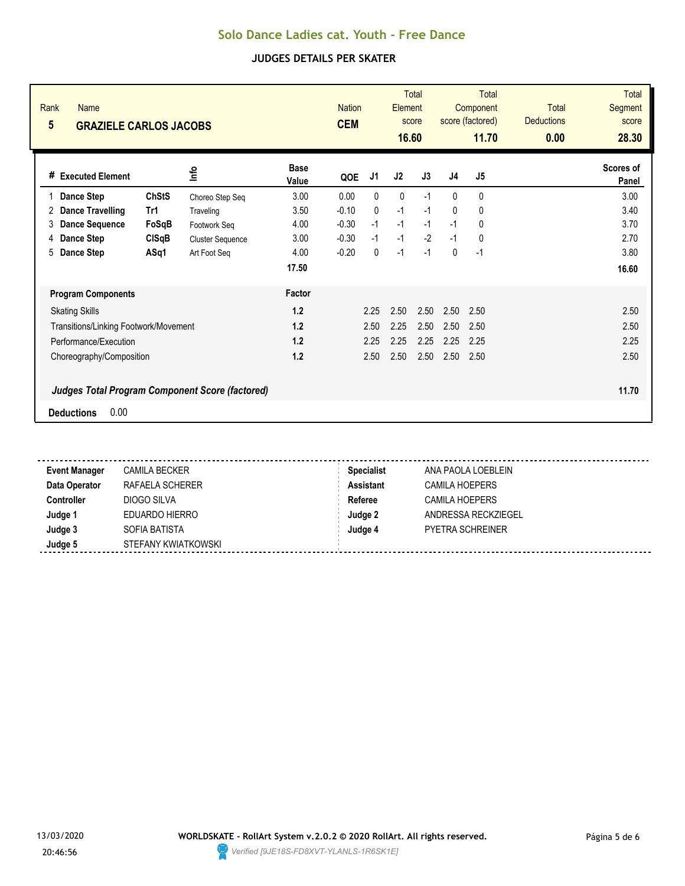# Solo Dance Ladies cat. Youth - Free Dance

## JUDGES DETAILS PER SKATER

| Rank | Name | Nation | Total Element score | Total Component score (factored) | Total Deductions | Total Segment score |
|---|---|---|---|---|---|---|
| 5 | GRAZIELE CARLOS JACOBS | CEM | 16.60 | 11.70 | 0.00 | 28.30 |

| # | Executed Element | | Info | Base Value | QOE | J1 | J2 | J3 | J4 | J5 | Scores of Panel |
|---|---|---|---|---|---|---|---|---|---|---|---|
| 1 | Dance Step | ChStS | Choreo Step Seq | 3.00 | 0.00 | 0 | 0 | -1 | 0 | 0 | 3.00 |
| 2 | Dance Travelling | Tr1 | Traveling | 3.50 | -0.10 | 0 | -1 | -1 | 0 | 0 | 3.40 |
| 3 | Dance Sequence | FoSqB | Footwork Seq | 4.00 | -0.30 | -1 | -1 | -1 | -1 | 0 | 3.70 |
| 4 | Dance Step | ClSqB | Cluster Sequence | 3.00 | -0.30 | -1 | -1 | -2 | -1 | 0 | 2.70 |
| 5 | Dance Step | ASq1 | Art Foot Seq | 4.00 | -0.20 | 0 | -1 | -1 | 0 | -1 | 3.80 |
| | | | | 17.50 | | | | | | | 16.60 |

| Program Components | Factor | J1 | J2 | J3 | J4 | J5 | |
|---|---|---|---|---|---|---|---|
| Skating Skills | 1.2 | 2.25 | 2.50 | 2.50 | 2.50 | 2.50 | 2.50 |
| Transitions/Linking Footwork/Movement | 1.2 | 2.50 | 2.25 | 2.50 | 2.50 | 2.50 | 2.50 |
| Performance/Execution | 1.2 | 2.25 | 2.25 | 2.25 | 2.25 | 2.25 | 2.25 |
| Choreography/Composition | 1.2 | 2.50 | 2.50 | 2.50 | 2.50 | 2.50 | 2.50 |

***Judges Total Program Component Score (factored)*** **11.70**

**Deductions** 0.00

| | | | |
|---|---|---|---|
| **Event Manager** | CAMILA BECKER | **Specialist** | ANA PAOLA LOEBLEIN |
| **Data Operator** | RAFAELA SCHERER | **Assistant** | CAMILA HOEPERS |
| **Controller** | DIOGO SILVA | **Referee** | CAMILA HOEPERS |
| **Judge 1** | EDUARDO HIERRO | **Judge 2** | ANDRESSA RECKZIEGEL |
| **Judge 3** | SOFIA BATISTA | **Judge 4** | PYETRA SCHREINER |
| **Judge 5** | STEFANY KWIATKOWSKI | | |

13/03/2020 20:46:56

**WORLDSKATE - RollArt System v.2.0.2 © 2020 RollArt. All rights reserved.**

*Verified [9JE18S-FD8XVT-YLANLS-1R6SK1E]*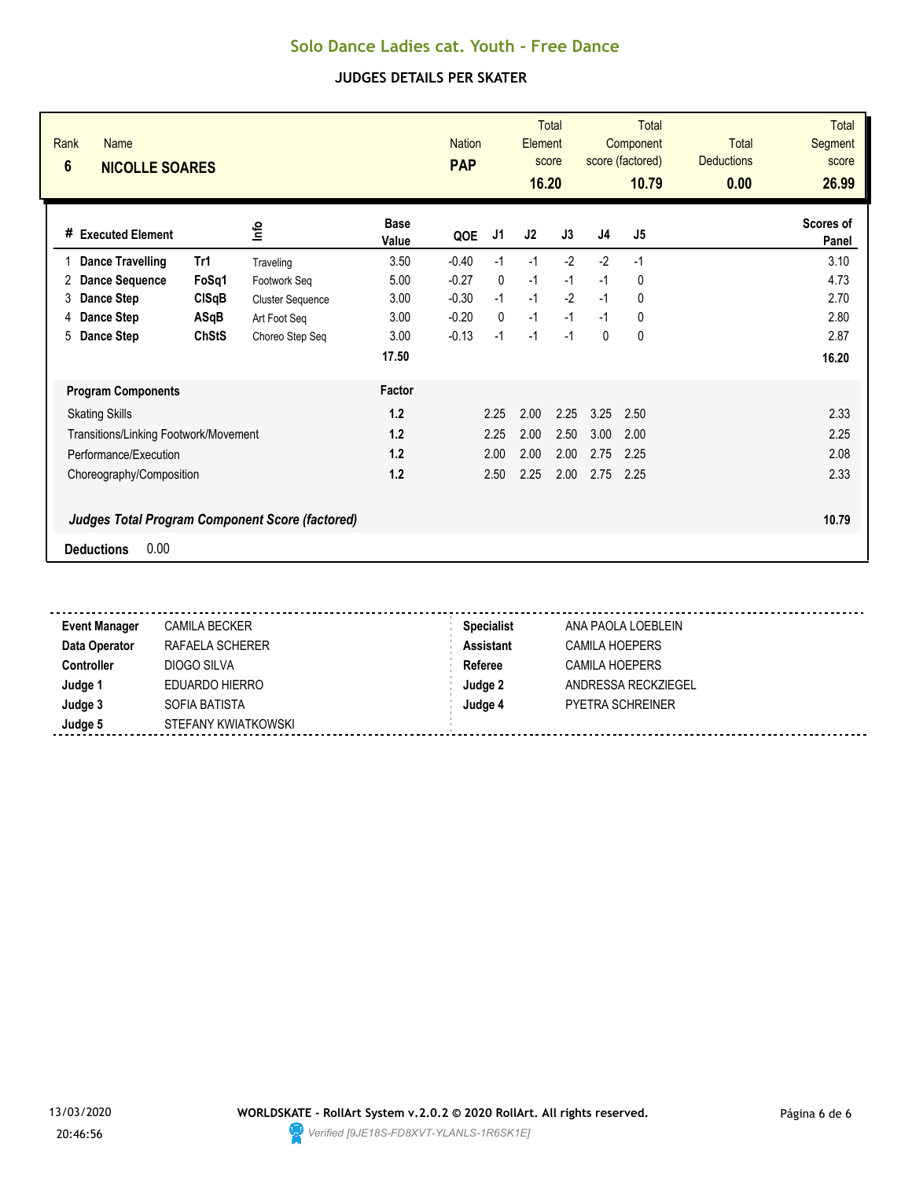## Solo Dance Ladies cat. Youth - Free Dance

### JUDGES DETAILS PER SKATER

| Rank | Name | Nation | Total Element score | Total Component score (factored) | Total Deductions | Total Segment score |
|---|---|---|---|---|---|---|
| 6 | **NICOLLE SOARES** | **PAP** | **16.20** | **10.79** | **0.00** | **26.99** |

| # | Executed Element | | Info | Base Value | QOE | J1 | J2 | J3 | J4 | J5 | Scores of Panel |
|---|---|---|---|---|---|---|---|---|---|---|---|
| 1 | **Dance Travelling** | **Tr1** | Traveling | 3.50 | -0.40 | -1 | -1 | -2 | -2 | -1 | 3.10 |
| 2 | **Dance Sequence** | **FoSq1** | Footwork Seq | 5.00 | -0.27 | 0 | -1 | -1 | -1 | 0 | 4.73 |
| 3 | **Dance Step** | **ClSqB** | Cluster Sequence | 3.00 | -0.30 | -1 | -1 | -2 | -1 | 0 | 2.70 |
| 4 | **Dance Step** | **ASqB** | Art Foot Seq | 3.00 | -0.20 | 0 | -1 | -1 | -1 | 0 | 2.80 |
| 5 | **Dance Step** | **ChStS** | Choreo Step Seq | 3.00 | -0.13 | -1 | -1 | -1 | 0 | 0 | 2.87 |
| | | | | **17.50** | | | | | | | **16.20** |

| Program Components | Factor | J1 | J2 | J3 | J4 | J5 | |
|---|---|---|---|---|---|---|---|
| Skating Skills | **1.2** | 2.25 | 2.00 | 2.25 | 3.25 | 2.50 | 2.33 |
| Transitions/Linking Footwork/Movement | **1.2** | 2.25 | 2.00 | 2.50 | 3.00 | 2.00 | 2.25 |
| Performance/Execution | **1.2** | 2.00 | 2.00 | 2.00 | 2.75 | 2.25 | 2.08 |
| Choreography/Composition | **1.2** | 2.50 | 2.25 | 2.00 | 2.75 | 2.25 | 2.33 |
| ***Judges Total Program Component Score (factored)*** | | | | | | | **10.79** |

**Deductions** 0.00

| | | | |
|---|---|---|---|
| **Event Manager** | CAMILA BECKER | **Specialist** | ANA PAOLA LOEBLEIN |
| **Data Operator** | RAFAELA SCHERER | **Assistant** | CAMILA HOEPERS |
| **Controller** | DIOGO SILVA | **Referee** | CAMILA HOEPERS |
| **Judge 1** | EDUARDO HIERRO | **Judge 2** | ANDRESSA RECKZIEGEL |
| **Judge 3** | SOFIA BATISTA | **Judge 4** | PYETRA SCHREINER |
| **Judge 5** | STEFANY KWIATKOWSKI | | |

13/03/2020
20:46:56

**WORLDSKATE - RollArt System v.2.0.2 © 2020 RollArt. All rights reserved.**
*Verified [9JE18S-FD8XVT-YLANLS-1R6SK1E]*